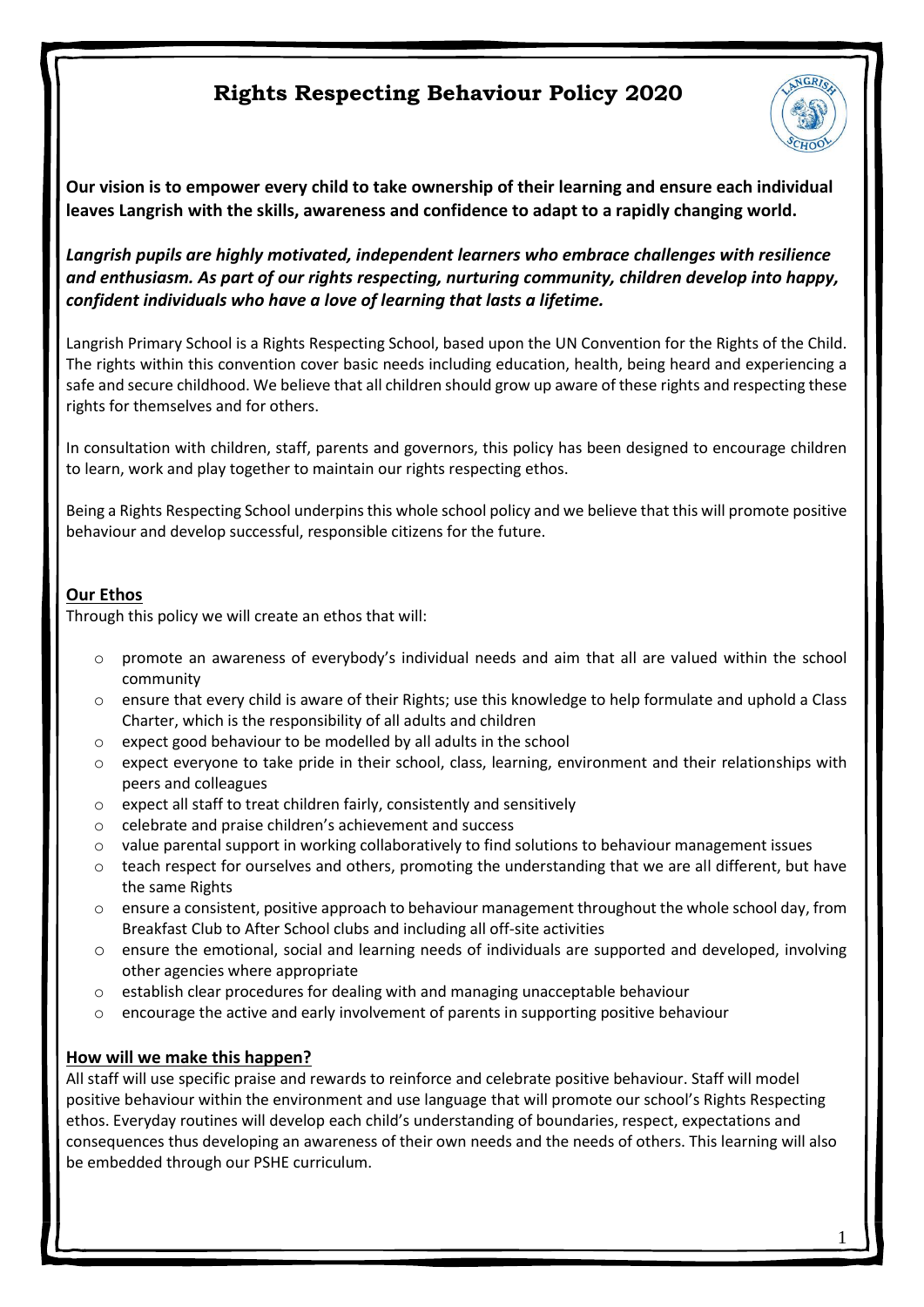# Rights Respecting Behaviour Policy 2020

**Our vision is to empower every child to take ownership of their learning and ensure each individual leaves Langrish with the skills, awareness and confidence to adapt to a rapidly changing world.**

***Langrish pupils are highly motivated, independent learners who embrace challenges with resilience and enthusiasm. As part of our rights respecting, nurturing community, children develop into happy, confident individuals who have a love of learning that lasts a lifetime.***

Langrish Primary School is a Rights Respecting School, based upon the UN Convention for the Rights of the Child. The rights within this convention cover basic needs including education, health, being heard and experiencing a safe and secure childhood. We believe that all children should grow up aware of these rights and respecting these rights for themselves and for others.

In consultation with children, staff, parents and governors, this policy has been designed to encourage children to learn, work and play together to maintain our rights respecting ethos.

Being a Rights Respecting School underpins this whole school policy and we believe that this will promote positive behaviour and develop successful, responsible citizens for the future.

## Our Ethos

Through this policy we will create an ethos that will:

- promote an awareness of everybody's individual needs and aim that all are valued within the school community
- ensure that every child is aware of their Rights; use this knowledge to help formulate and uphold a Class Charter, which is the responsibility of all adults and children
- expect good behaviour to be modelled by all adults in the school
- expect everyone to take pride in their school, class, learning, environment and their relationships with peers and colleagues
- expect all staff to treat children fairly, consistently and sensitively
- celebrate and praise children's achievement and success
- value parental support in working collaboratively to find solutions to behaviour management issues
- teach respect for ourselves and others, promoting the understanding that we are all different, but have the same Rights
- ensure a consistent, positive approach to behaviour management throughout the whole school day, from Breakfast Club to After School clubs and including all off-site activities
- ensure the emotional, social and learning needs of individuals are supported and developed, involving other agencies where appropriate
- establish clear procedures for dealing with and managing unacceptable behaviour
- encourage the active and early involvement of parents in supporting positive behaviour

## How will we make this happen?

All staff will use specific praise and rewards to reinforce and celebrate positive behaviour. Staff will model positive behaviour within the environment and use language that will promote our school's Rights Respecting ethos. Everyday routines will develop each child's understanding of boundaries, respect, expectations and consequences thus developing an awareness of their own needs and the needs of others. This learning will also be embedded through our PSHE curriculum.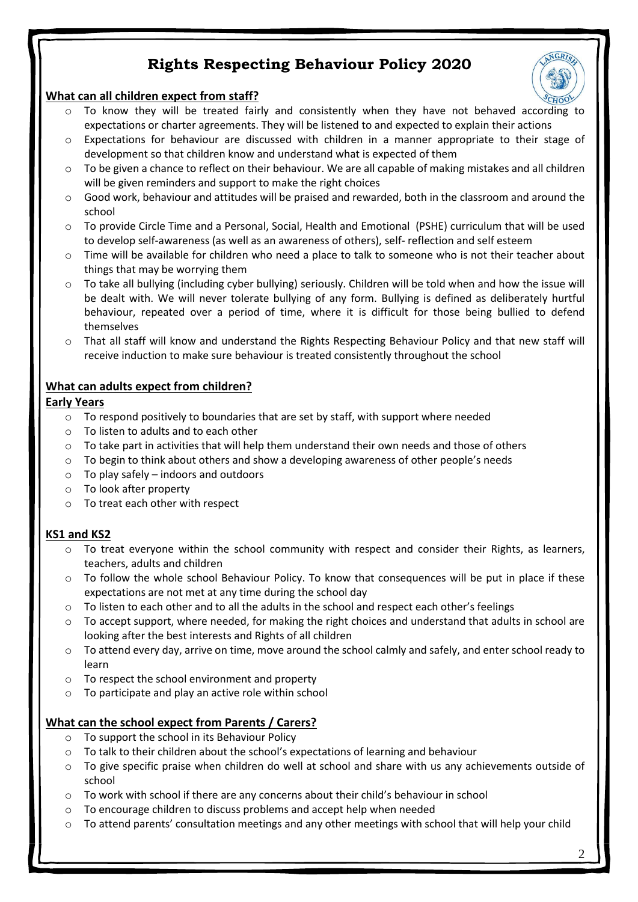# Rights Respecting Behaviour Policy 2020

## What can all children expect from staff?

- To know they will be treated fairly and consistently when they have not behaved according to expectations or charter agreements. They will be listened to and expected to explain their actions
- Expectations for behaviour are discussed with children in a manner appropriate to their stage of development so that children know and understand what is expected of them
- To be given a chance to reflect on their behaviour. We are all capable of making mistakes and all children will be given reminders and support to make the right choices
- Good work, behaviour and attitudes will be praised and rewarded, both in the classroom and around the school
- To provide Circle Time and a Personal, Social, Health and Emotional (PSHE) curriculum that will be used to develop self-awareness (as well as an awareness of others), self- reflection and self esteem
- Time will be available for children who need a place to talk to someone who is not their teacher about things that may be worrying them
- To take all bullying (including cyber bullying) seriously. Children will be told when and how the issue will be dealt with. We will never tolerate bullying of any form. Bullying is defined as deliberately hurtful behaviour, repeated over a period of time, where it is difficult for those being bullied to defend themselves
- That all staff will know and understand the Rights Respecting Behaviour Policy and that new staff will receive induction to make sure behaviour is treated consistently throughout the school

## What can adults expect from children?

### Early Years

- To respond positively to boundaries that are set by staff, with support where needed
- To listen to adults and to each other
- To take part in activities that will help them understand their own needs and those of others
- To begin to think about others and show a developing awareness of other people's needs
- To play safely – indoors and outdoors
- To look after property
- To treat each other with respect

### KS1 and KS2

- To treat everyone within the school community with respect and consider their Rights, as learners, teachers, adults and children
- To follow the whole school Behaviour Policy. To know that consequences will be put in place if these expectations are not met at any time during the school day
- To listen to each other and to all the adults in the school and respect each other's feelings
- To accept support, where needed, for making the right choices and understand that adults in school are looking after the best interests and Rights of all children
- To attend every day, arrive on time, move around the school calmly and safely, and enter school ready to learn
- To respect the school environment and property
- To participate and play an active role within school

## What can the school expect from Parents / Carers?

- To support the school in its Behaviour Policy
- To talk to their children about the school's expectations of learning and behaviour
- To give specific praise when children do well at school and share with us any achievements outside of school
- To work with school if there are any concerns about their child's behaviour in school
- To encourage children to discuss problems and accept help when needed
- To attend parents' consultation meetings and any other meetings with school that will help your child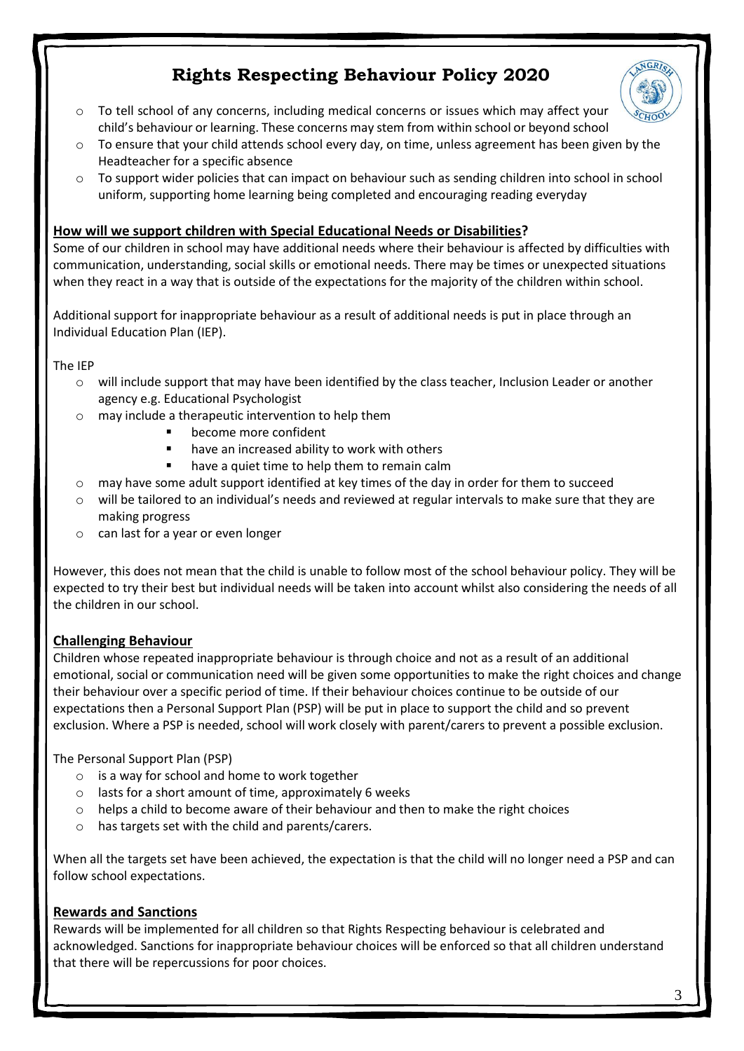- To tell school of any concerns, including medical concerns or issues which may affect your child's behaviour or learning. These concerns may stem from within school or beyond school
- To ensure that your child attends school every day, on time, unless agreement has been given by the Headteacher for a specific absence
- To support wider policies that can impact on behaviour such as sending children into school in school uniform, supporting home learning being completed and encouraging reading everyday

**How will we support children with Special Educational Needs or Disabilities?**

Some of our children in school may have additional needs where their behaviour is affected by difficulties with communication, understanding, social skills or emotional needs. There may be times or unexpected situations when they react in a way that is outside of the expectations for the majority of the children within school.

Additional support for inappropriate behaviour as a result of additional needs is put in place through an Individual Education Plan (IEP).

The IEP

- will include support that may have been identified by the class teacher, Inclusion Leader or another agency e.g. Educational Psychologist
- may include a therapeutic intervention to help them
  - become more confident
  - have an increased ability to work with others
  - have a quiet time to help them to remain calm
- may have some adult support identified at key times of the day in order for them to succeed
- will be tailored to an individual's needs and reviewed at regular intervals to make sure that they are making progress
- can last for a year or even longer

However, this does not mean that the child is unable to follow most of the school behaviour policy. They will be expected to try their best but individual needs will be taken into account whilst also considering the needs of all the children in our school.

**Challenging Behaviour**

Children whose repeated inappropriate behaviour is through choice and not as a result of an additional emotional, social or communication need will be given some opportunities to make the right choices and change their behaviour over a specific period of time. If their behaviour choices continue to be outside of our expectations then a Personal Support Plan (PSP) will be put in place to support the child and so prevent exclusion. Where a PSP is needed, school will work closely with parent/carers to prevent a possible exclusion.

The Personal Support Plan (PSP)

- is a way for school and home to work together
- lasts for a short amount of time, approximately 6 weeks
- helps a child to become aware of their behaviour and then to make the right choices
- has targets set with the child and parents/carers.

When all the targets set have been achieved, the expectation is that the child will no longer need a PSP and can follow school expectations.

**Rewards and Sanctions**

Rewards will be implemented for all children so that Rights Respecting behaviour is celebrated and acknowledged. Sanctions for inappropriate behaviour choices will be enforced so that all children understand that there will be repercussions for poor choices.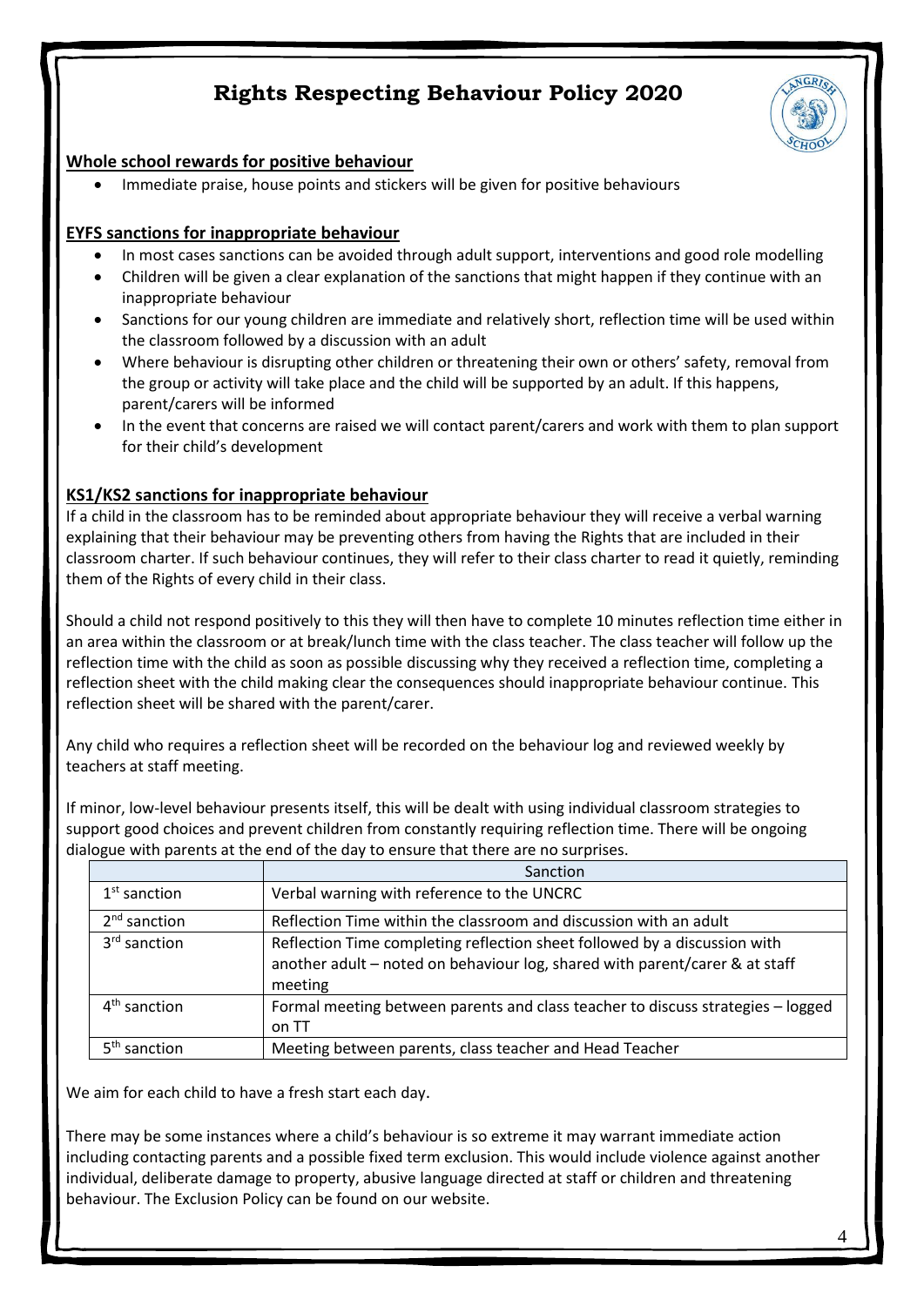# Rights Respecting Behaviour Policy 2020

## Whole school rewards for positive behaviour

- Immediate praise, house points and stickers will be given for positive behaviours

## EYFS sanctions for inappropriate behaviour

- In most cases sanctions can be avoided through adult support, interventions and good role modelling
- Children will be given a clear explanation of the sanctions that might happen if they continue with an inappropriate behaviour
- Sanctions for our young children are immediate and relatively short, reflection time will be used within the classroom followed by a discussion with an adult
- Where behaviour is disrupting other children or threatening their own or others' safety, removal from the group or activity will take place and the child will be supported by an adult. If this happens, parent/carers will be informed
- In the event that concerns are raised we will contact parent/carers and work with them to plan support for their child's development

## KS1/KS2 sanctions for inappropriate behaviour

If a child in the classroom has to be reminded about appropriate behaviour they will receive a verbal warning explaining that their behaviour may be preventing others from having the Rights that are included in their classroom charter. If such behaviour continues, they will refer to their class charter to read it quietly, reminding them of the Rights of every child in their class.

Should a child not respond positively to this they will then have to complete 10 minutes reflection time either in an area within the classroom or at break/lunch time with the class teacher. The class teacher will follow up the reflection time with the child as soon as possible discussing why they received a reflection time, completing a reflection sheet with the child making clear the consequences should inappropriate behaviour continue. This reflection sheet will be shared with the parent/carer.

Any child who requires a reflection sheet will be recorded on the behaviour log and reviewed weekly by teachers at staff meeting.

If minor, low-level behaviour presents itself, this will be dealt with using individual classroom strategies to support good choices and prevent children from constantly requiring reflection time. There will be ongoing dialogue with parents at the end of the day to ensure that there are no surprises.

| | Sanction |
|---|---|
| 1st sanction | Verbal warning with reference to the UNCRC |
| 2nd sanction | Reflection Time within the classroom and discussion with an adult |
| 3rd sanction | Reflection Time completing reflection sheet followed by a discussion with another adult – noted on behaviour log, shared with parent/carer & at staff meeting |
| 4th sanction | Formal meeting between parents and class teacher to discuss strategies – logged on TT |
| 5th sanction | Meeting between parents, class teacher and Head Teacher |

We aim for each child to have a fresh start each day.

There may be some instances where a child's behaviour is so extreme it may warrant immediate action including contacting parents and a possible fixed term exclusion. This would include violence against another individual, deliberate damage to property, abusive language directed at staff or children and threatening behaviour. The Exclusion Policy can be found on our website.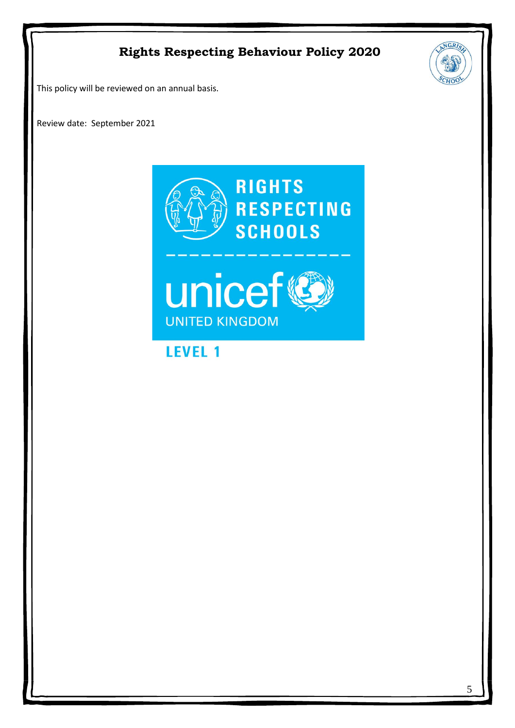# Rights Respecting Behaviour Policy 2020

This policy will be reviewed on an annual basis.

Review date: September 2021

RIGHTS RESPECTING SCHOOLS

unicef UNITED KINGDOM

LEVEL 1